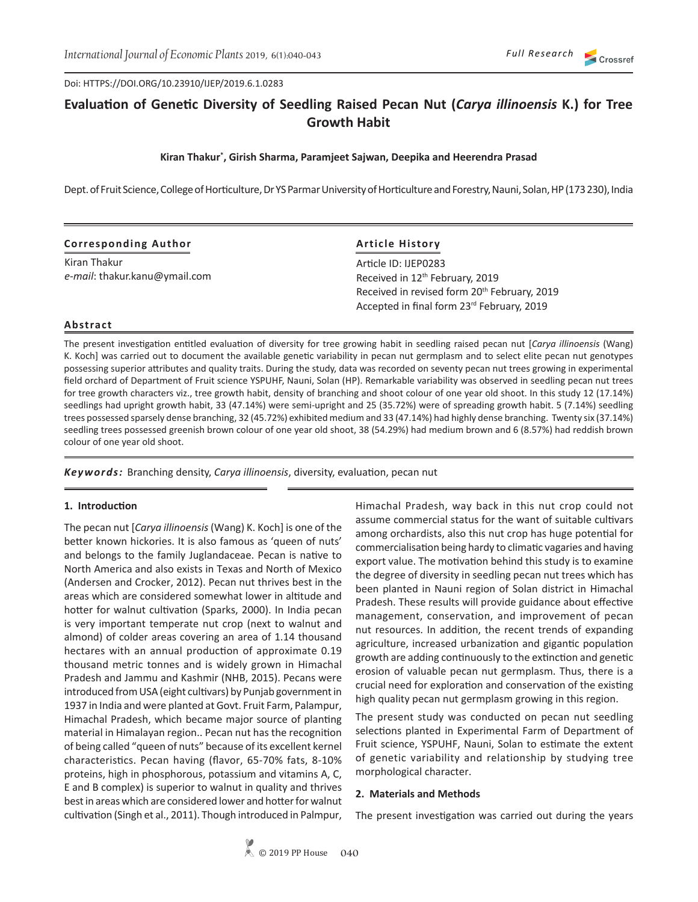Doi: HTTPS://DOI.ORG/10.23910/IJEP/2019.6.1.0283

# Evaluation of Genetic Diversity of Seedling Raised Pecan Nut (*Carya illinoensis* K.) for Tree Growth Habit

**Kiran Thakur\*, Girish Sharma, Paramjeet Sajwan, Deepika and Heerendra Prasad**

Dept. of Fruit Science, College of Horticulture, Dr YS Parmar University of Horticulture and Forestry, Nauni, Solan, HP (173 230), India

**Corresponding Author**

Kiran Thakur
*e-mail*: thakur.kanu@ymail.com

**Article History**

Article ID: IJEP0283
Received in 12th February, 2019
Received in revised form 20th February, 2019
Accepted in final form 23rd February, 2019

**Abstract**

The present investigation entitled evaluation of diversity for tree growing habit in seedling raised pecan nut [*Carya illinoensis* (Wang) K. Koch] was carried out to document the available genetic variability in pecan nut germplasm and to select elite pecan nut genotypes possessing superior attributes and quality traits. During the study, data was recorded on seventy pecan nut trees growing in experimental field orchard of Department of Fruit science YSPUHF, Nauni, Solan (HP). Remarkable variability was observed in seedling pecan nut trees for tree growth characters viz., tree growth habit, density of branching and shoot colour of one year old shoot. In this study 12 (17.14%) seedlings had upright growth habit, 33 (47.14%) were semi-upright and 25 (35.72%) were of spreading growth habit. 5 (7.14%) seedling trees possessed sparsely dense branching, 32 (45.72%) exhibited medium and 33 (47.14%) had highly dense branching. Twenty six (37.14%) seedling trees possessed greenish brown colour of one year old shoot, 38 (54.29%) had medium brown and 6 (8.57%) had reddish brown colour of one year old shoot.

***Keywords:*** Branching density, *Carya illinoensis*, diversity, evaluation, pecan nut

## 1. Introduction

The pecan nut [*Carya illinoensis* (Wang) K. Koch] is one of the better known hickories. It is also famous as 'queen of nuts' and belongs to the family Juglandaceae. Pecan is native to North America and also exists in Texas and North of Mexico (Andersen and Crocker, 2012). Pecan nut thrives best in the areas which are considered somewhat lower in altitude and hotter for walnut cultivation (Sparks, 2000). In India pecan is very important temperate nut crop (next to walnut and almond) of colder areas covering an area of 1.14 thousand hectares with an annual production of approximate 0.19 thousand metric tonnes and is widely grown in Himachal Pradesh and Jammu and Kashmir (NHB, 2015). Pecans were introduced from USA (eight cultivars) by Punjab government in 1937 in India and were planted at Govt. Fruit Farm, Palampur, Himachal Pradesh, which became major source of planting material in Himalayan region.. Pecan nut has the recognition of being called "queen of nuts" because of its excellent kernel characteristics. Pecan having (flavor, 65-70% fats, 8-10% proteins, high in phosphorous, potassium and vitamins A, C, E and B complex) is superior to walnut in quality and thrives best in areas which are considered lower and hotter for walnut cultivation (Singh et al., 2011). Though introduced in Palmpur, Himachal Pradesh, way back in this nut crop could not assume commercial status for the want of suitable cultivars among orchardists, also this nut crop has huge potential for commercialisation being hardy to climatic vagaries and having export value. The motivation behind this study is to examine the degree of diversity in seedling pecan nut trees which has been planted in Nauni region of Solan district in Himachal Pradesh. These results will provide guidance about effective management, conservation, and improvement of pecan nut resources. In addition, the recent trends of expanding agriculture, increased urbanization and gigantic population growth are adding continuously to the extinction and genetic erosion of valuable pecan nut germplasm. Thus, there is a crucial need for exploration and conservation of the existing high quality pecan nut germplasm growing in this region.

The present study was conducted on pecan nut seedling selections planted in Experimental Farm of Department of Fruit science, YSPUHF, Nauni, Solan to estimate the extent of genetic variability and relationship by studying tree morphological character.

## 2. Materials and Methods

The present investigation was carried out during the years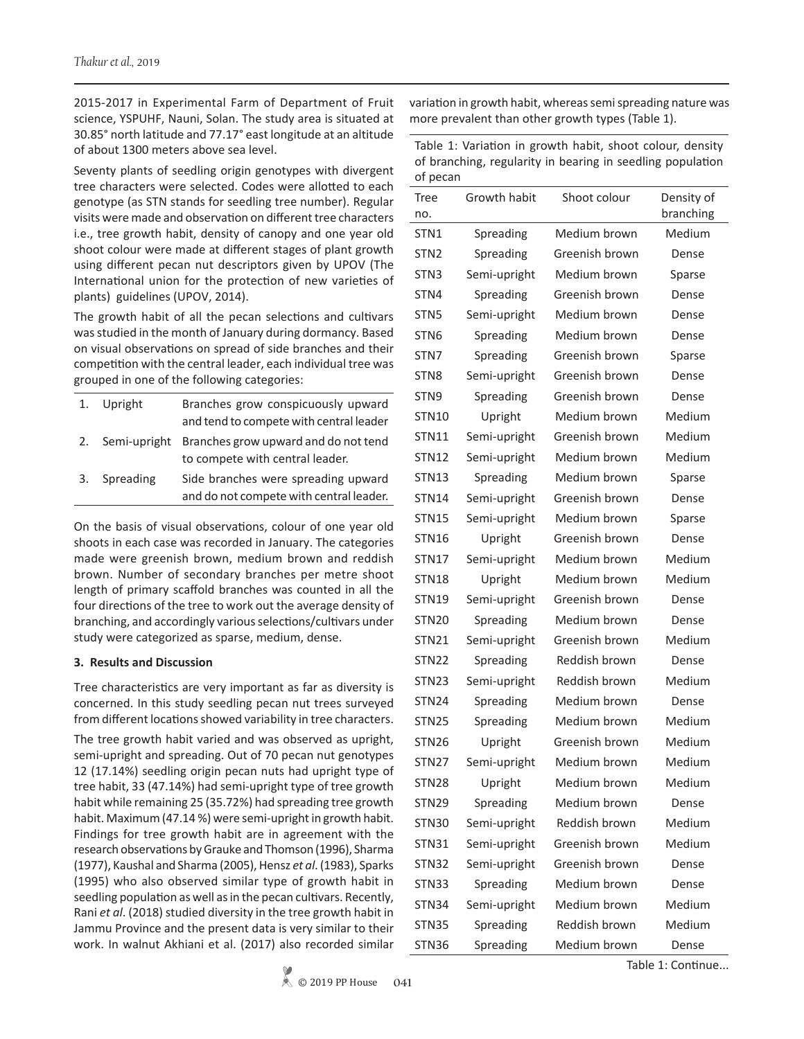2015-2017 in Experimental Farm of Department of Fruit science, YSPUHF, Nauni, Solan. The study area is situated at 30.85° north latitude and 77.17° east longitude at an altitude of about 1300 meters above sea level.

Seventy plants of seedling origin genotypes with divergent tree characters were selected. Codes were allotted to each genotype (as STN stands for seedling tree number). Regular visits were made and observation on different tree characters i.e., tree growth habit, density of canopy and one year old shoot colour were made at different stages of plant growth using different pecan nut descriptors given by UPOV (The International union for the protection of new varieties of plants) guidelines (UPOV, 2014).

The growth habit of all the pecan selections and cultivars was studied in the month of January during dormancy. Based on visual observations on spread of side branches and their competition with the central leader, each individual tree was grouped in one of the following categories:

| | | |
|---|---|---|
| 1. | Upright | Branches grow conspicuously upward and tend to compete with central leader |
| 2. | Semi-upright | Branches grow upward and do not tend to compete with central leader. |
| 3. | Spreading | Side branches were spreading upward and do not compete with central leader. |

On the basis of visual observations, colour of one year old shoots in each case was recorded in January. The categories made were greenish brown, medium brown and reddish brown. Number of secondary branches per metre shoot length of primary scaffold branches was counted in all the four directions of the tree to work out the average density of branching, and accordingly various selections/cultivars under study were categorized as sparse, medium, dense.

## 3. Results and Discussion

Tree characteristics are very important as far as diversity is concerned. In this study seedling pecan nut trees surveyed from different locations showed variability in tree characters.

The tree growth habit varied and was observed as upright, semi-upright and spreading. Out of 70 pecan nut genotypes 12 (17.14%) seedling origin pecan nuts had upright type of tree habit, 33 (47.14%) had semi-upright type of tree growth habit while remaining 25 (35.72%) had spreading tree growth habit. Maximum (47.14 %) were semi-upright in growth habit. Findings for tree growth habit are in agreement with the research observations by Grauke and Thomson (1996), Sharma (1977), Kaushal and Sharma (2005), Hensz *et al*. (1983), Sparks (1995) who also observed similar type of growth habit in seedling population as well as in the pecan cultivars. Recently, Rani *et al*. (2018) studied diversity in the tree growth habit in Jammu Province and the present data is very similar to their work. In walnut Akhiani et al. (2017) also recorded similar variation in growth habit, whereas semi spreading nature was more prevalent than other growth types (Table 1).

Table 1: Variation in growth habit, shoot colour, density of branching, regularity in bearing in seedling population of pecan

| Tree no. | Growth habit | Shoot colour | Density of branching |
|---|---|---|---|
| STN1 | Spreading | Medium brown | Medium |
| STN2 | Spreading | Greenish brown | Dense |
| STN3 | Semi-upright | Medium brown | Sparse |
| STN4 | Spreading | Greenish brown | Dense |
| STN5 | Semi-upright | Medium brown | Dense |
| STN6 | Spreading | Medium brown | Dense |
| STN7 | Spreading | Greenish brown | Sparse |
| STN8 | Semi-upright | Greenish brown | Dense |
| STN9 | Spreading | Greenish brown | Dense |
| STN10 | Upright | Medium brown | Medium |
| STN11 | Semi-upright | Greenish brown | Medium |
| STN12 | Semi-upright | Medium brown | Medium |
| STN13 | Spreading | Medium brown | Sparse |
| STN14 | Semi-upright | Greenish brown | Dense |
| STN15 | Semi-upright | Medium brown | Sparse |
| STN16 | Upright | Greenish brown | Dense |
| STN17 | Semi-upright | Medium brown | Medium |
| STN18 | Upright | Medium brown | Medium |
| STN19 | Semi-upright | Greenish brown | Dense |
| STN20 | Spreading | Medium brown | Dense |
| STN21 | Semi-upright | Greenish brown | Medium |
| STN22 | Spreading | Reddish brown | Dense |
| STN23 | Semi-upright | Reddish brown | Medium |
| STN24 | Spreading | Medium brown | Dense |
| STN25 | Spreading | Medium brown | Medium |
| STN26 | Upright | Greenish brown | Medium |
| STN27 | Semi-upright | Medium brown | Medium |
| STN28 | Upright | Medium brown | Medium |
| STN29 | Spreading | Medium brown | Dense |
| STN30 | Semi-upright | Reddish brown | Medium |
| STN31 | Semi-upright | Greenish brown | Medium |
| STN32 | Semi-upright | Greenish brown | Dense |
| STN33 | Spreading | Medium brown | Dense |
| STN34 | Semi-upright | Medium brown | Medium |
| STN35 | Spreading | Reddish brown | Medium |
| STN36 | Spreading | Medium brown | Dense |

Table 1: Continue...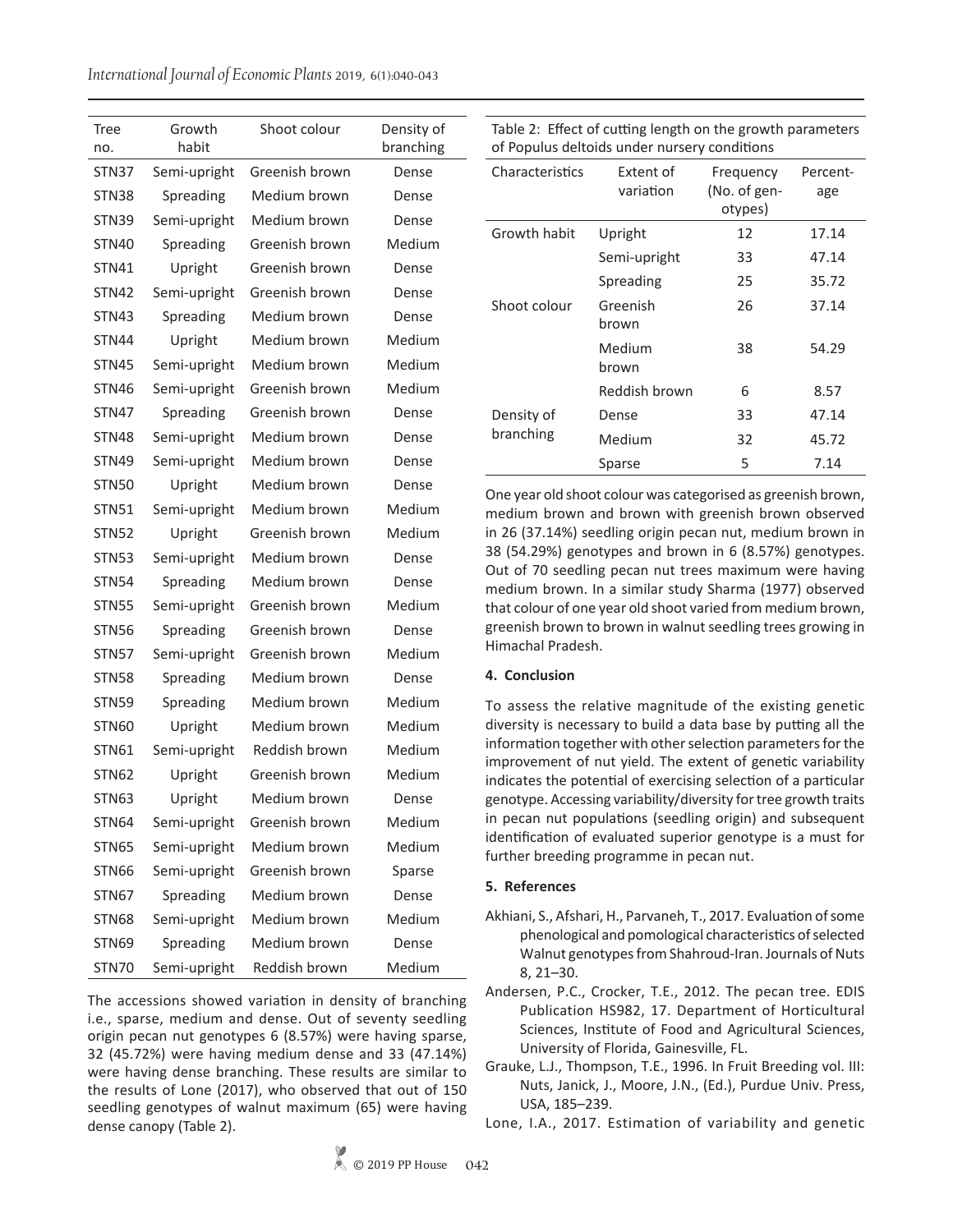| Tree no. | Growth habit | Shoot colour | Density of branching |
|---|---|---|---|
| STN37 | Semi-upright | Greenish brown | Dense |
| STN38 | Spreading | Medium brown | Dense |
| STN39 | Semi-upright | Medium brown | Dense |
| STN40 | Spreading | Greenish brown | Medium |
| STN41 | Upright | Greenish brown | Dense |
| STN42 | Semi-upright | Greenish brown | Dense |
| STN43 | Spreading | Medium brown | Dense |
| STN44 | Upright | Medium brown | Medium |
| STN45 | Semi-upright | Medium brown | Medium |
| STN46 | Semi-upright | Greenish brown | Medium |
| STN47 | Spreading | Greenish brown | Dense |
| STN48 | Semi-upright | Medium brown | Dense |
| STN49 | Semi-upright | Medium brown | Dense |
| STN50 | Upright | Medium brown | Dense |
| STN51 | Semi-upright | Medium brown | Medium |
| STN52 | Upright | Greenish brown | Medium |
| STN53 | Semi-upright | Medium brown | Dense |
| STN54 | Spreading | Medium brown | Dense |
| STN55 | Semi-upright | Greenish brown | Medium |
| STN56 | Spreading | Greenish brown | Dense |
| STN57 | Semi-upright | Greenish brown | Medium |
| STN58 | Spreading | Medium brown | Dense |
| STN59 | Spreading | Medium brown | Medium |
| STN60 | Upright | Medium brown | Medium |
| STN61 | Semi-upright | Reddish brown | Medium |
| STN62 | Upright | Greenish brown | Medium |
| STN63 | Upright | Medium brown | Dense |
| STN64 | Semi-upright | Greenish brown | Medium |
| STN65 | Semi-upright | Medium brown | Medium |
| STN66 | Semi-upright | Greenish brown | Sparse |
| STN67 | Spreading | Medium brown | Dense |
| STN68 | Semi-upright | Medium brown | Medium |
| STN69 | Spreading | Medium brown | Dense |
| STN70 | Semi-upright | Reddish brown | Medium |

The accessions showed variation in density of branching i.e., sparse, medium and dense. Out of seventy seedling origin pecan nut genotypes 6 (8.57%) were having sparse, 32 (45.72%) were having medium dense and 33 (47.14%) were having dense branching. These results are similar to the results of Lone (2017), who observed that out of 150 seedling genotypes of walnut maximum (65) were having dense canopy (Table 2).

Table 2: Effect of cutting length on the growth parameters of Populus deltoids under nursery conditions

| Characteristics | Extent of variation | Frequency (No. of genotypes) | Percentage |
|---|---|---|---|
| Growth habit | Upright | 12 | 17.14 |
| | Semi-upright | 33 | 47.14 |
| | Spreading | 25 | 35.72 |
| Shoot colour | Greenish brown | 26 | 37.14 |
| | Medium brown | 38 | 54.29 |
| | Reddish brown | 6 | 8.57 |
| Density of branching | Dense | 33 | 47.14 |
| | Medium | 32 | 45.72 |
| | Sparse | 5 | 7.14 |

One year old shoot colour was categorised as greenish brown, medium brown and brown with greenish brown observed in 26 (37.14%) seedling origin pecan nut, medium brown in 38 (54.29%) genotypes and brown in 6 (8.57%) genotypes. Out of 70 seedling pecan nut trees maximum were having medium brown. In a similar study Sharma (1977) observed that colour of one year old shoot varied from medium brown, greenish brown to brown in walnut seedling trees growing in Himachal Pradesh.

## 4. Conclusion

To assess the relative magnitude of the existing genetic diversity is necessary to build a data base by putting all the information together with other selection parameters for the improvement of nut yield. The extent of genetic variability indicates the potential of exercising selection of a particular genotype. Accessing variability/diversity for tree growth traits in pecan nut populations (seedling origin) and subsequent identification of evaluated superior genotype is a must for further breeding programme in pecan nut.

## 5. References

Akhiani, S., Afshari, H., Parvaneh, T., 2017. Evaluation of some phenological and pomological characteristics of selected Walnut genotypes from Shahroud-Iran. Journals of Nuts 8, 21–30.

Andersen, P.C., Crocker, T.E., 2012. The pecan tree. EDIS Publication HS982, 17. Department of Horticultural Sciences, Institute of Food and Agricultural Sciences, University of Florida, Gainesville, FL.

Grauke, L.J., Thompson, T.E., 1996. In Fruit Breeding vol. III: Nuts, Janick, J., Moore, J.N., (Ed.), Purdue Univ. Press, USA, 185–239.

Lone, I.A., 2017. Estimation of variability and genetic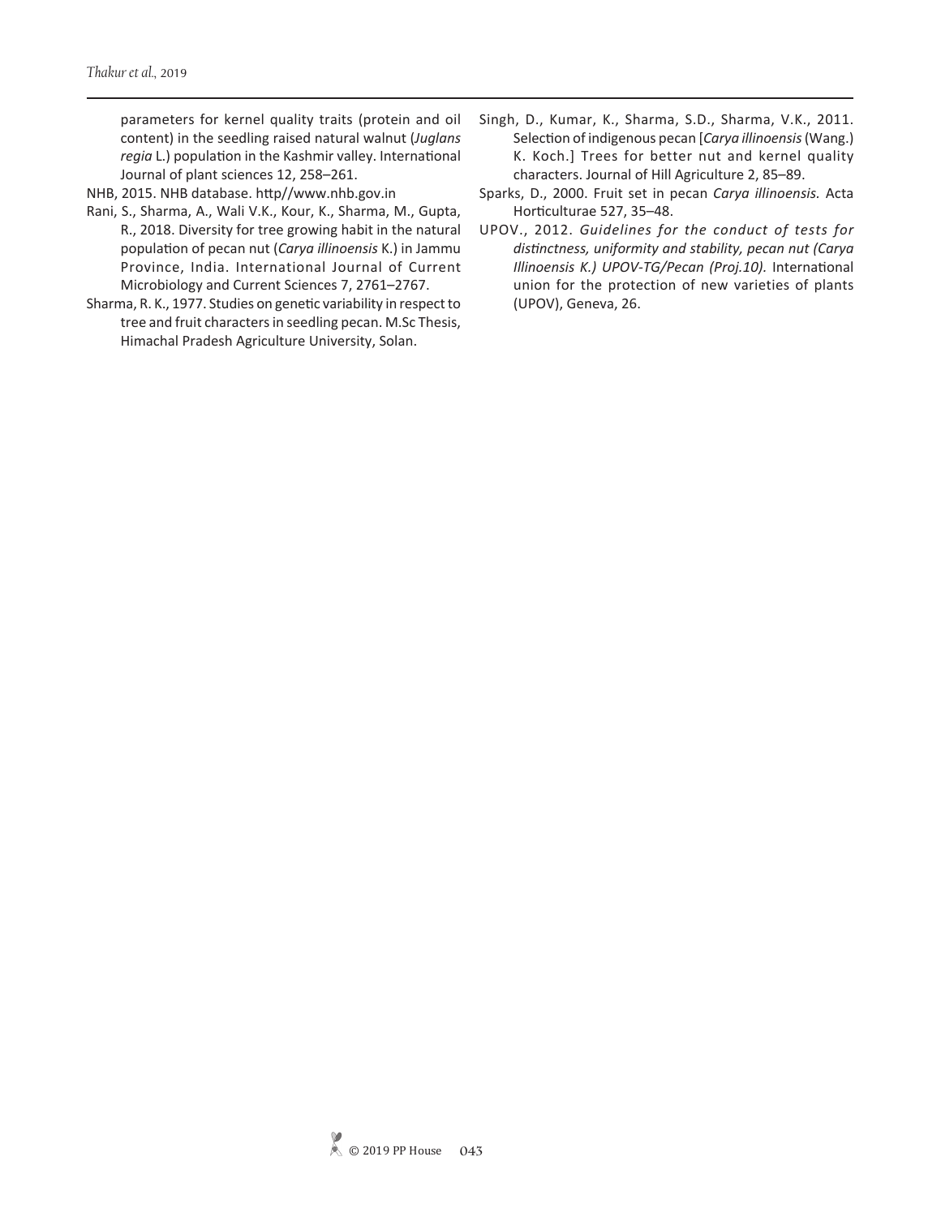parameters for kernel quality traits (protein and oil content) in the seedling raised natural walnut (*Juglans regia* L.) population in the Kashmir valley. International Journal of plant sciences 12, 258–261.

NHB, 2015. NHB database. http//www.nhb.gov.in

Rani, S., Sharma, A., Wali V.K., Kour, K., Sharma, M., Gupta, R., 2018. Diversity for tree growing habit in the natural population of pecan nut (*Carya illinoensis* K.) in Jammu Province, India. International Journal of Current Microbiology and Current Sciences 7, 2761–2767.

Sharma, R. K., 1977. Studies on genetic variability in respect to tree and fruit characters in seedling pecan. M.Sc Thesis, Himachal Pradesh Agriculture University, Solan.

Singh, D., Kumar, K., Sharma, S.D., Sharma, V.K., 2011. Selection of indigenous pecan [*Carya illinoensis* (Wang.) K. Koch.] Trees for better nut and kernel quality characters. Journal of Hill Agriculture 2, 85–89.

Sparks, D., 2000. Fruit set in pecan *Carya illinoensis.* Acta Horticulturae 527, 35–48.

UPOV., 2012. *Guidelines for the conduct of tests for distinctness, uniformity and stability, pecan nut (Carya Illinoensis K.) UPOV-TG/Pecan (Proj.10).* International union for the protection of new varieties of plants (UPOV), Geneva, 26.